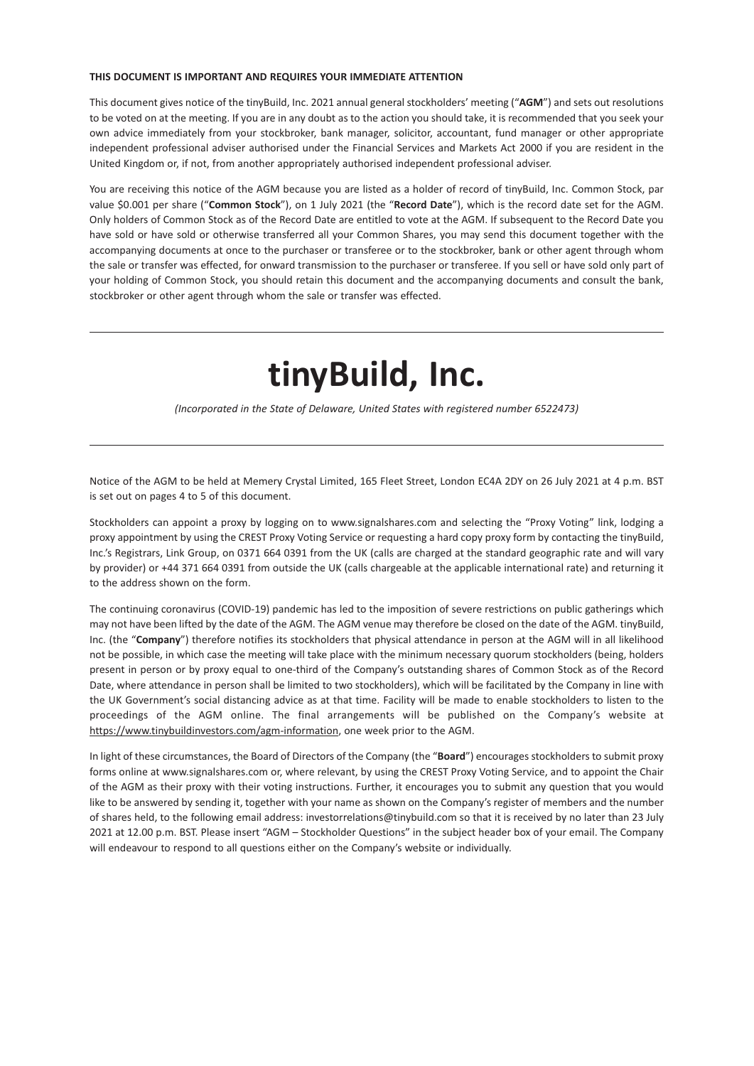**THIS DOCUMENT IS IMPORTANT AND REQUIRES YOUR IMMEDIATE ATTENTION**

This document gives notice of the tinyBuild, Inc. 2021 annual general stockholders' meeting ("**AGM**") and sets out resolutions to be voted on at the meeting. If you are in any doubt as to the action you should take, it is recommended that you seek your own advice immediately from your stockbroker, bank manager, solicitor, accountant, fund manager or other appropriate independent professional adviser authorised under the Financial Services and Markets Act 2000 if you are resident in the United Kingdom or, if not, from another appropriately authorised independent professional adviser.

You are receiving this notice of the AGM because you are listed as a holder of record of tinyBuild, Inc. Common Stock, par value $0.001 per share ("**Common Stock**"), on 1 July 2021 (the "**Record Date**"), which is the record date set for the AGM. Only holders of Common Stock as of the Record Date are entitled to vote at the AGM. If subsequent to the Record Date you have sold or have sold or otherwise transferred all your Common Shares, you may send this document together with the accompanying documents at once to the purchaser or transferee or to the stockbroker, bank or other agent through whom the sale or transfer was effected, for onward transmission to the purchaser or transferee. If you sell or have sold only part of your holding of Common Stock, you should retain this document and the accompanying documents and consult the bank, stockbroker or other agent through whom the sale or transfer was effected.

---

# tinyBuild, Inc.

*(Incorporated in the State of Delaware, United States with registered number 6522473)*

---

Notice of the AGM to be held at Memery Crystal Limited, 165 Fleet Street, London EC4A 2DY on 26 July 2021 at 4 p.m. BST is set out on pages 4 to 5 of this document.

Stockholders can appoint a proxy by logging on to www.signalshares.com and selecting the "Proxy Voting" link, lodging a proxy appointment by using the CREST Proxy Voting Service or requesting a hard copy proxy form by contacting the tinyBuild, Inc.'s Registrars, Link Group, on 0371 664 0391 from the UK (calls are charged at the standard geographic rate and will vary by provider) or +44 371 664 0391 from outside the UK (calls chargeable at the applicable international rate) and returning it to the address shown on the form.

The continuing coronavirus (COVID-19) pandemic has led to the imposition of severe restrictions on public gatherings which may not have been lifted by the date of the AGM. The AGM venue may therefore be closed on the date of the AGM. tinyBuild, Inc. (the "**Company**") therefore notifies its stockholders that physical attendance in person at the AGM will in all likelihood not be possible, in which case the meeting will take place with the minimum necessary quorum stockholders (being, holders present in person or by proxy equal to one-third of the Company's outstanding shares of Common Stock as of the Record Date, where attendance in person shall be limited to two stockholders), which will be facilitated by the Company in line with the UK Government's social distancing advice as at that time. Facility will be made to enable stockholders to listen to the proceedings of the AGM online. The final arrangements will be published on the Company's website at https://www.tinybuildinvestors.com/agm-information, one week prior to the AGM.

In light of these circumstances, the Board of Directors of the Company (the "**Board**") encourages stockholders to submit proxy forms online at www.signalshares.com or, where relevant, by using the CREST Proxy Voting Service, and to appoint the Chair of the AGM as their proxy with their voting instructions. Further, it encourages you to submit any question that you would like to be answered by sending it, together with your name as shown on the Company's register of members and the number of shares held, to the following email address: investorrelations@tinybuild.com so that it is received by no later than 23 July 2021 at 12.00 p.m. BST. Please insert "AGM – Stockholder Questions" in the subject header box of your email. The Company will endeavour to respond to all questions either on the Company's website or individually.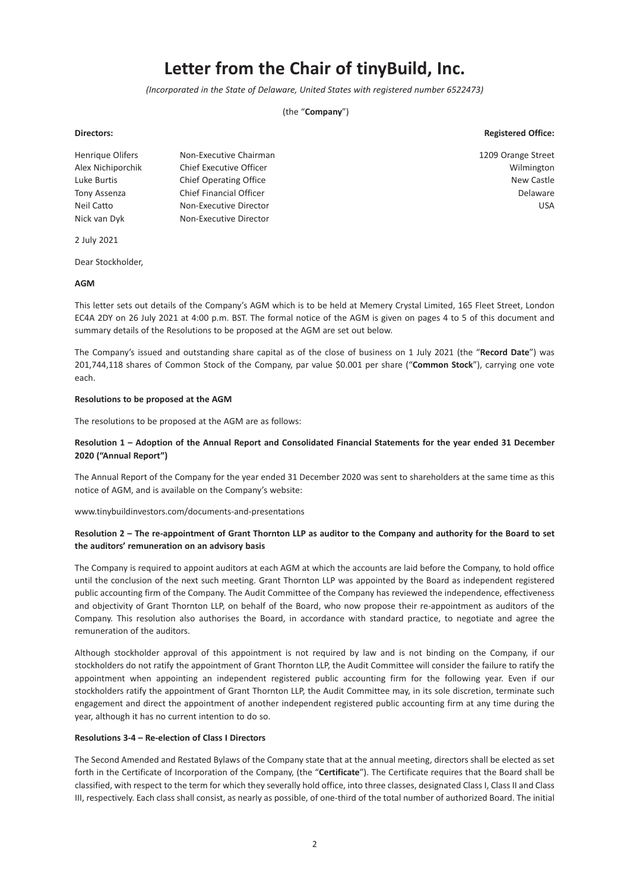# Letter from the Chair of tinyBuild, Inc.

*(Incorporated in the State of Delaware, United States with registered number 6522473)*

(the "**Company**")

| **Directors:** | | **Registered Office:** |
|---|---|---|
| Henrique Olifers | Non-Executive Chairman | 1209 Orange Street |
| Alex Nichiporchik | Chief Executive Officer | Wilmington |
| Luke Burtis | Chief Operating Office | New Castle |
| Tony Assenza | Chief Financial Officer | Delaware |
| Neil Catto | Non-Executive Director | USA |
| Nick van Dyk | Non-Executive Director | |

2 July 2021

Dear Stockholder,

**AGM**

This letter sets out details of the Company's AGM which is to be held at Memery Crystal Limited, 165 Fleet Street, London EC4A 2DY on 26 July 2021 at 4:00 p.m. BST. The formal notice of the AGM is given on pages 4 to 5 of this document and summary details of the Resolutions to be proposed at the AGM are set out below.

The Company's issued and outstanding share capital as of the close of business on 1 July 2021 (the "**Record Date**") was 201,744,118 shares of Common Stock of the Company, par value $0.001 per share ("**Common Stock**"), carrying one vote each.

**Resolutions to be proposed at the AGM**

The resolutions to be proposed at the AGM are as follows:

**Resolution 1 – Adoption of the Annual Report and Consolidated Financial Statements for the year ended 31 December 2020 ("Annual Report")**

The Annual Report of the Company for the year ended 31 December 2020 was sent to shareholders at the same time as this notice of AGM, and is available on the Company's website:

www.tinybuildinvestors.com/documents-and-presentations

**Resolution 2 – The re-appointment of Grant Thornton LLP as auditor to the Company and authority for the Board to set the auditors' remuneration on an advisory basis**

The Company is required to appoint auditors at each AGM at which the accounts are laid before the Company, to hold office until the conclusion of the next such meeting. Grant Thornton LLP was appointed by the Board as independent registered public accounting firm of the Company. The Audit Committee of the Company has reviewed the independence, effectiveness and objectivity of Grant Thornton LLP, on behalf of the Board, who now propose their re-appointment as auditors of the Company. This resolution also authorises the Board, in accordance with standard practice, to negotiate and agree the remuneration of the auditors.

Although stockholder approval of this appointment is not required by law and is not binding on the Company, if our stockholders do not ratify the appointment of Grant Thornton LLP, the Audit Committee will consider the failure to ratify the appointment when appointing an independent registered public accounting firm for the following year. Even if our stockholders ratify the appointment of Grant Thornton LLP, the Audit Committee may, in its sole discretion, terminate such engagement and direct the appointment of another independent registered public accounting firm at any time during the year, although it has no current intention to do so.

**Resolutions 3-4 – Re-election of Class I Directors**

The Second Amended and Restated Bylaws of the Company state that at the annual meeting, directors shall be elected as set forth in the Certificate of Incorporation of the Company, (the "**Certificate**"). The Certificate requires that the Board shall be classified, with respect to the term for which they severally hold office, into three classes, designated Class I, Class II and Class III, respectively. Each class shall consist, as nearly as possible, of one-third of the total number of authorized Board. The initial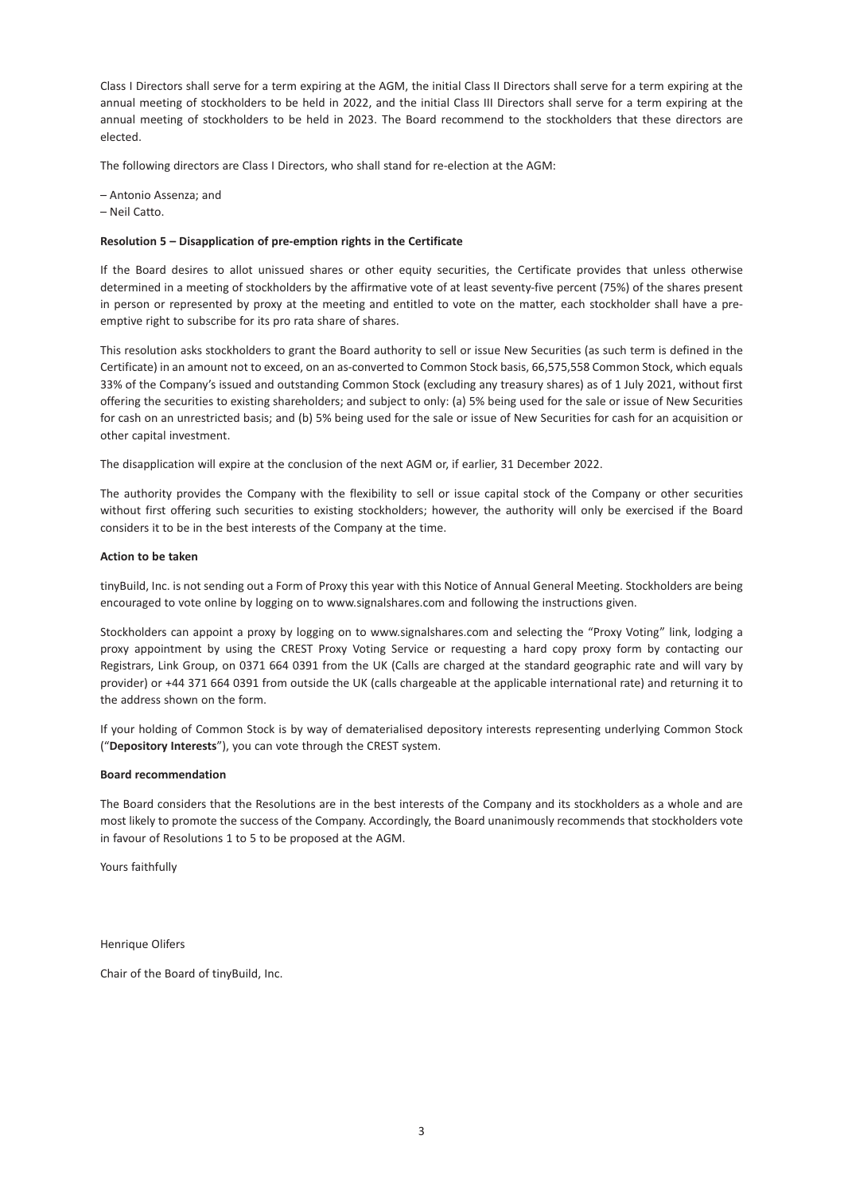Class I Directors shall serve for a term expiring at the AGM, the initial Class II Directors shall serve for a term expiring at the annual meeting of stockholders to be held in 2022, and the initial Class III Directors shall serve for a term expiring at the annual meeting of stockholders to be held in 2023. The Board recommend to the stockholders that these directors are elected.

The following directors are Class I Directors, who shall stand for re-election at the AGM:

– Antonio Assenza; and
– Neil Catto.

**Resolution 5 – Disapplication of pre-emption rights in the Certificate**

If the Board desires to allot unissued shares or other equity securities, the Certificate provides that unless otherwise determined in a meeting of stockholders by the affirmative vote of at least seventy-five percent (75%) of the shares present in person or represented by proxy at the meeting and entitled to vote on the matter, each stockholder shall have a pre-emptive right to subscribe for its pro rata share of shares.

This resolution asks stockholders to grant the Board authority to sell or issue New Securities (as such term is defined in the Certificate) in an amount not to exceed, on an as-converted to Common Stock basis, 66,575,558 Common Stock, which equals 33% of the Company's issued and outstanding Common Stock (excluding any treasury shares) as of 1 July 2021, without first offering the securities to existing shareholders; and subject to only: (a) 5% being used for the sale or issue of New Securities for cash on an unrestricted basis; and (b) 5% being used for the sale or issue of New Securities for cash for an acquisition or other capital investment.

The disapplication will expire at the conclusion of the next AGM or, if earlier, 31 December 2022.

The authority provides the Company with the flexibility to sell or issue capital stock of the Company or other securities without first offering such securities to existing stockholders; however, the authority will only be exercised if the Board considers it to be in the best interests of the Company at the time.

**Action to be taken**

tinyBuild, Inc. is not sending out a Form of Proxy this year with this Notice of Annual General Meeting. Stockholders are being encouraged to vote online by logging on to www.signalshares.com and following the instructions given.

Stockholders can appoint a proxy by logging on to www.signalshares.com and selecting the "Proxy Voting" link, lodging a proxy appointment by using the CREST Proxy Voting Service or requesting a hard copy proxy form by contacting our Registrars, Link Group, on 0371 664 0391 from the UK (Calls are charged at the standard geographic rate and will vary by provider) or +44 371 664 0391 from outside the UK (calls chargeable at the applicable international rate) and returning it to the address shown on the form.

If your holding of Common Stock is by way of dematerialised depository interests representing underlying Common Stock ("**Depository Interests**"), you can vote through the CREST system.

**Board recommendation**

The Board considers that the Resolutions are in the best interests of the Company and its stockholders as a whole and are most likely to promote the success of the Company. Accordingly, the Board unanimously recommends that stockholders vote in favour of Resolutions 1 to 5 to be proposed at the AGM.

Yours faithfully

Henrique Olifers

Chair of the Board of tinyBuild, Inc.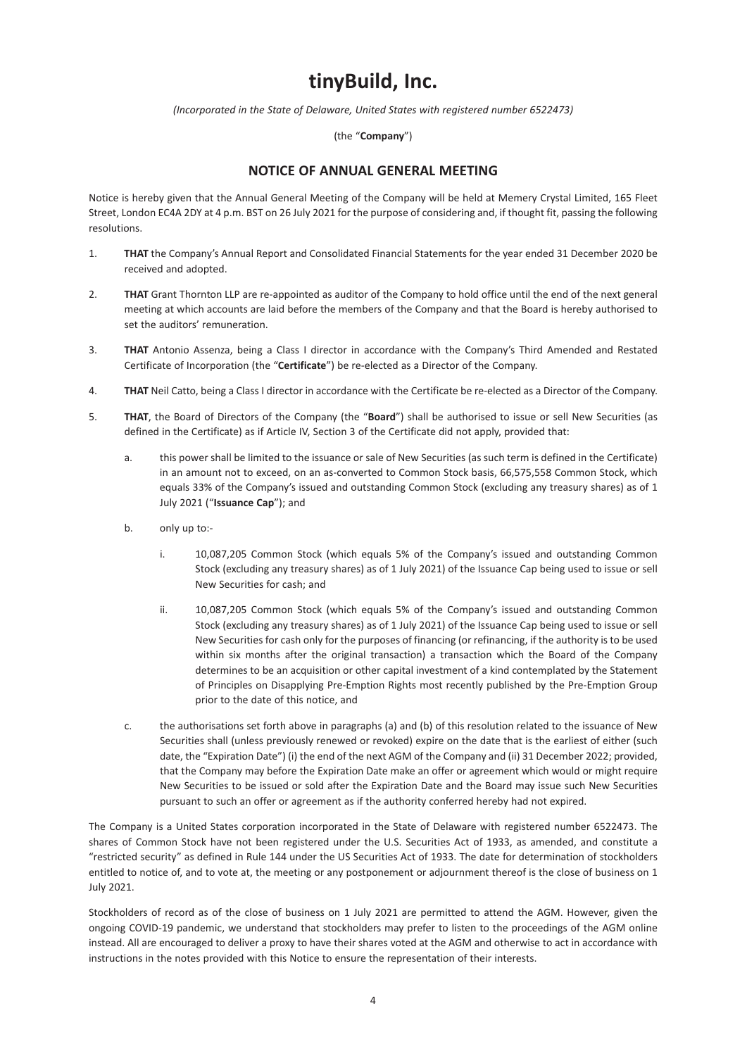# tinyBuild, Inc.

*(Incorporated in the State of Delaware, United States with registered number 6522473)*

(the "**Company**")

## NOTICE OF ANNUAL GENERAL MEETING

Notice is hereby given that the Annual General Meeting of the Company will be held at Memery Crystal Limited, 165 Fleet Street, London EC4A 2DY at 4 p.m. BST on 26 July 2021 for the purpose of considering and, if thought fit, passing the following resolutions.

1. **THAT** the Company's Annual Report and Consolidated Financial Statements for the year ended 31 December 2020 be received and adopted.

2. **THAT** Grant Thornton LLP are re-appointed as auditor of the Company to hold office until the end of the next general meeting at which accounts are laid before the members of the Company and that the Board is hereby authorised to set the auditors' remuneration.

3. **THAT** Antonio Assenza, being a Class I director in accordance with the Company's Third Amended and Restated Certificate of Incorporation (the "**Certificate**") be re-elected as a Director of the Company.

4. **THAT** Neil Catto, being a Class I director in accordance with the Certificate be re-elected as a Director of the Company.

5. **THAT**, the Board of Directors of the Company (the "**Board**") shall be authorised to issue or sell New Securities (as defined in the Certificate) as if Article IV, Section 3 of the Certificate did not apply, provided that:

   a. this power shall be limited to the issuance or sale of New Securities (as such term is defined in the Certificate) in an amount not to exceed, on an as-converted to Common Stock basis, 66,575,558 Common Stock, which equals 33% of the Company's issued and outstanding Common Stock (excluding any treasury shares) as of 1 July 2021 ("**Issuance Cap**"); and

   b. only up to:-

      i. 10,087,205 Common Stock (which equals 5% of the Company's issued and outstanding Common Stock (excluding any treasury shares) as of 1 July 2021) of the Issuance Cap being used to issue or sell New Securities for cash; and

      ii. 10,087,205 Common Stock (which equals 5% of the Company's issued and outstanding Common Stock (excluding any treasury shares) as of 1 July 2021) of the Issuance Cap being used to issue or sell New Securities for cash only for the purposes of financing (or refinancing, if the authority is to be used within six months after the original transaction) a transaction which the Board of the Company determines to be an acquisition or other capital investment of a kind contemplated by the Statement of Principles on Disapplying Pre-Emption Rights most recently published by the Pre-Emption Group prior to the date of this notice, and

   c. the authorisations set forth above in paragraphs (a) and (b) of this resolution related to the issuance of New Securities shall (unless previously renewed or revoked) expire on the date that is the earliest of either (such date, the "Expiration Date") (i) the end of the next AGM of the Company and (ii) 31 December 2022; provided, that the Company may before the Expiration Date make an offer or agreement which would or might require New Securities to be issued or sold after the Expiration Date and the Board may issue such New Securities pursuant to such an offer or agreement as if the authority conferred hereby had not expired.

The Company is a United States corporation incorporated in the State of Delaware with registered number 6522473. The shares of Common Stock have not been registered under the U.S. Securities Act of 1933, as amended, and constitute a "restricted security" as defined in Rule 144 under the US Securities Act of 1933. The date for determination of stockholders entitled to notice of, and to vote at, the meeting or any postponement or adjournment thereof is the close of business on 1 July 2021.

Stockholders of record as of the close of business on 1 July 2021 are permitted to attend the AGM. However, given the ongoing COVID-19 pandemic, we understand that stockholders may prefer to listen to the proceedings of the AGM online instead. All are encouraged to deliver a proxy to have their shares voted at the AGM and otherwise to act in accordance with instructions in the notes provided with this Notice to ensure the representation of their interests.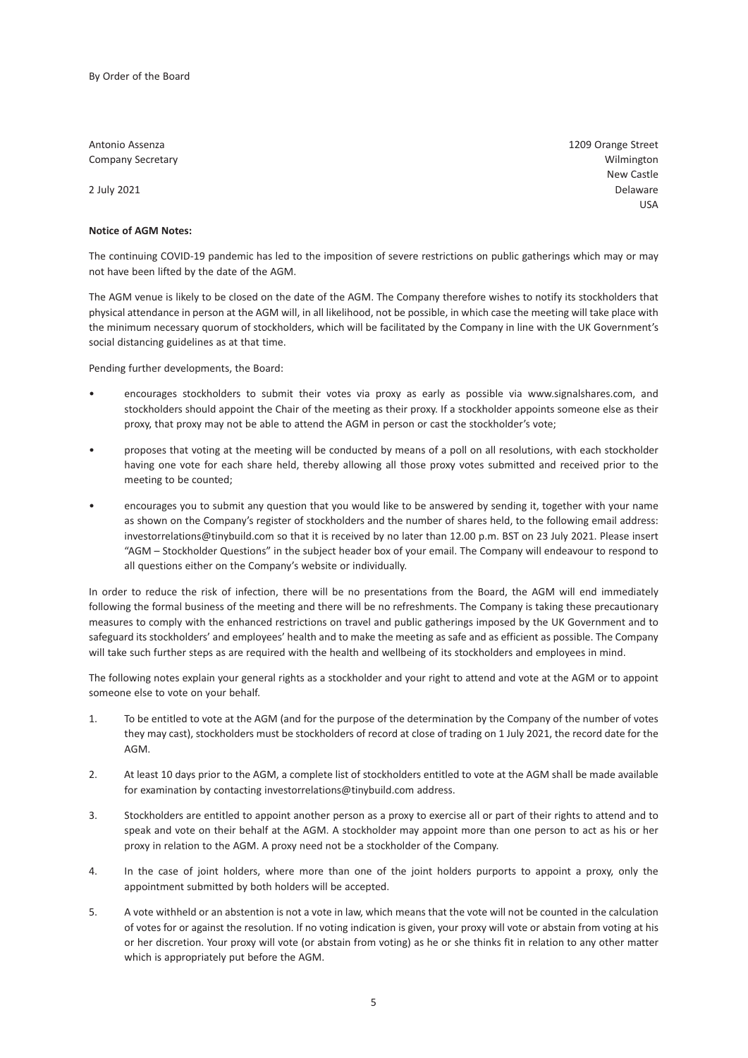By Order of the Board

Antonio Assenza
Company Secretary

2 July 2021

1209 Orange Street
Wilmington
New Castle
Delaware
USA

**Notice of AGM Notes:**

The continuing COVID-19 pandemic has led to the imposition of severe restrictions on public gatherings which may or may not have been lifted by the date of the AGM.

The AGM venue is likely to be closed on the date of the AGM. The Company therefore wishes to notify its stockholders that physical attendance in person at the AGM will, in all likelihood, not be possible, in which case the meeting will take place with the minimum necessary quorum of stockholders, which will be facilitated by the Company in line with the UK Government's social distancing guidelines as at that time.

Pending further developments, the Board:

- encourages stockholders to submit their votes via proxy as early as possible via www.signalshares.com, and stockholders should appoint the Chair of the meeting as their proxy. If a stockholder appoints someone else as their proxy, that proxy may not be able to attend the AGM in person or cast the stockholder's vote;
- proposes that voting at the meeting will be conducted by means of a poll on all resolutions, with each stockholder having one vote for each share held, thereby allowing all those proxy votes submitted and received prior to the meeting to be counted;
- encourages you to submit any question that you would like to be answered by sending it, together with your name as shown on the Company's register of stockholders and the number of shares held, to the following email address: investorrelations@tinybuild.com so that it is received by no later than 12.00 p.m. BST on 23 July 2021. Please insert "AGM – Stockholder Questions" in the subject header box of your email. The Company will endeavour to respond to all questions either on the Company's website or individually.

In order to reduce the risk of infection, there will be no presentations from the Board, the AGM will end immediately following the formal business of the meeting and there will be no refreshments. The Company is taking these precautionary measures to comply with the enhanced restrictions on travel and public gatherings imposed by the UK Government and to safeguard its stockholders' and employees' health and to make the meeting as safe and as efficient as possible. The Company will take such further steps as are required with the health and wellbeing of its stockholders and employees in mind.

The following notes explain your general rights as a stockholder and your right to attend and vote at the AGM or to appoint someone else to vote on your behalf.

1. To be entitled to vote at the AGM (and for the purpose of the determination by the Company of the number of votes they may cast), stockholders must be stockholders of record at close of trading on 1 July 2021, the record date for the AGM.
2. At least 10 days prior to the AGM, a complete list of stockholders entitled to vote at the AGM shall be made available for examination by contacting investorrelations@tinybuild.com address.
3. Stockholders are entitled to appoint another person as a proxy to exercise all or part of their rights to attend and to speak and vote on their behalf at the AGM. A stockholder may appoint more than one person to act as his or her proxy in relation to the AGM. A proxy need not be a stockholder of the Company.
4. In the case of joint holders, where more than one of the joint holders purports to appoint a proxy, only the appointment submitted by both holders will be accepted.
5. A vote withheld or an abstention is not a vote in law, which means that the vote will not be counted in the calculation of votes for or against the resolution. If no voting indication is given, your proxy will vote or abstain from voting at his or her discretion. Your proxy will vote (or abstain from voting) as he or she thinks fit in relation to any other matter which is appropriately put before the AGM.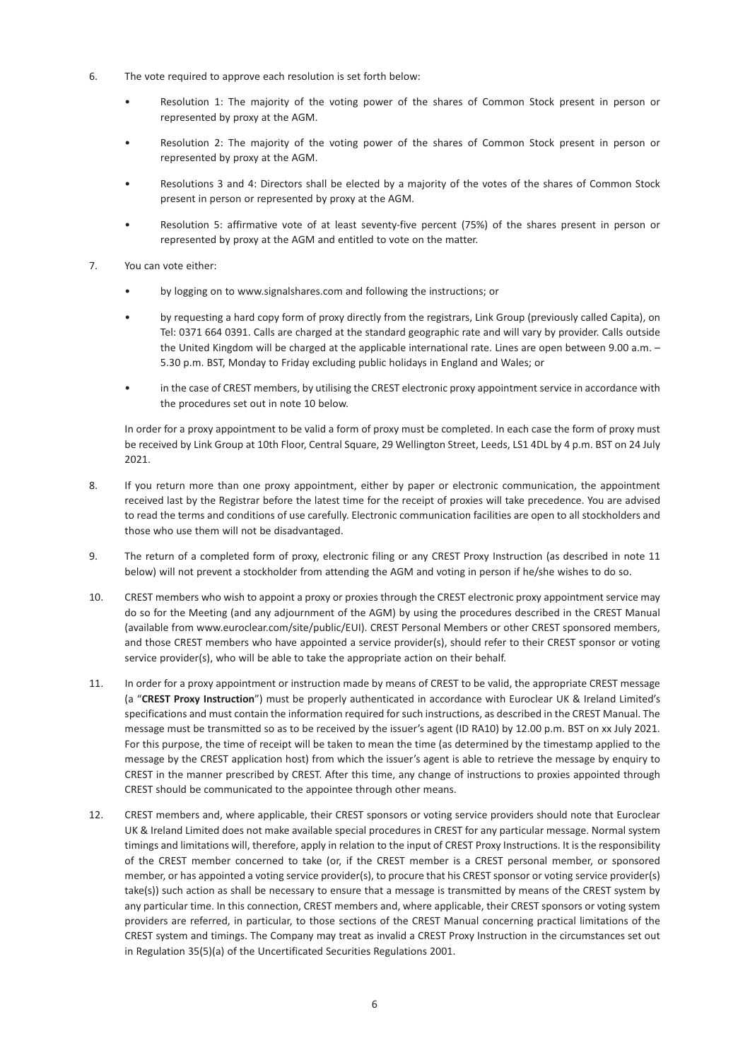6. The vote required to approve each resolution is set forth below:

   - Resolution 1: The majority of the voting power of the shares of Common Stock present in person or represented by proxy at the AGM.
   - Resolution 2: The majority of the voting power of the shares of Common Stock present in person or represented by proxy at the AGM.
   - Resolutions 3 and 4: Directors shall be elected by a majority of the votes of the shares of Common Stock present in person or represented by proxy at the AGM.
   - Resolution 5: affirmative vote of at least seventy-five percent (75%) of the shares present in person or represented by proxy at the AGM and entitled to vote on the matter.

7. You can vote either:

   - by logging on to www.signalshares.com and following the instructions; or
   - by requesting a hard copy form of proxy directly from the registrars, Link Group (previously called Capita), on Tel: 0371 664 0391. Calls are charged at the standard geographic rate and will vary by provider. Calls outside the United Kingdom will be charged at the applicable international rate. Lines are open between 9.00 a.m. – 5.30 p.m. BST, Monday to Friday excluding public holidays in England and Wales; or
   - in the case of CREST members, by utilising the CREST electronic proxy appointment service in accordance with the procedures set out in note 10 below.

   In order for a proxy appointment to be valid a form of proxy must be completed. In each case the form of proxy must be received by Link Group at 10th Floor, Central Square, 29 Wellington Street, Leeds, LS1 4DL by 4 p.m. BST on 24 July 2021.

8. If you return more than one proxy appointment, either by paper or electronic communication, the appointment received last by the Registrar before the latest time for the receipt of proxies will take precedence. You are advised to read the terms and conditions of use carefully. Electronic communication facilities are open to all stockholders and those who use them will not be disadvantaged.

9. The return of a completed form of proxy, electronic filing or any CREST Proxy Instruction (as described in note 11 below) will not prevent a stockholder from attending the AGM and voting in person if he/she wishes to do so.

10. CREST members who wish to appoint a proxy or proxies through the CREST electronic proxy appointment service may do so for the Meeting (and any adjournment of the AGM) by using the procedures described in the CREST Manual (available from www.euroclear.com/site/public/EUI). CREST Personal Members or other CREST sponsored members, and those CREST members who have appointed a service provider(s), should refer to their CREST sponsor or voting service provider(s), who will be able to take the appropriate action on their behalf.

11. In order for a proxy appointment or instruction made by means of CREST to be valid, the appropriate CREST message (a "**CREST Proxy Instruction**") must be properly authenticated in accordance with Euroclear UK & Ireland Limited's specifications and must contain the information required for such instructions, as described in the CREST Manual. The message must be transmitted so as to be received by the issuer's agent (ID RA10) by 12.00 p.m. BST on xx July 2021. For this purpose, the time of receipt will be taken to mean the time (as determined by the timestamp applied to the message by the CREST application host) from which the issuer's agent is able to retrieve the message by enquiry to CREST in the manner prescribed by CREST. After this time, any change of instructions to proxies appointed through CREST should be communicated to the appointee through other means.

12. CREST members and, where applicable, their CREST sponsors or voting service providers should note that Euroclear UK & Ireland Limited does not make available special procedures in CREST for any particular message. Normal system timings and limitations will, therefore, apply in relation to the input of CREST Proxy Instructions. It is the responsibility of the CREST member concerned to take (or, if the CREST member is a CREST personal member, or sponsored member, or has appointed a voting service provider(s), to procure that his CREST sponsor or voting service provider(s) take(s)) such action as shall be necessary to ensure that a message is transmitted by means of the CREST system by any particular time. In this connection, CREST members and, where applicable, their CREST sponsors or voting system providers are referred, in particular, to those sections of the CREST Manual concerning practical limitations of the CREST system and timings. The Company may treat as invalid a CREST Proxy Instruction in the circumstances set out in Regulation 35(5)(a) of the Uncertificated Securities Regulations 2001.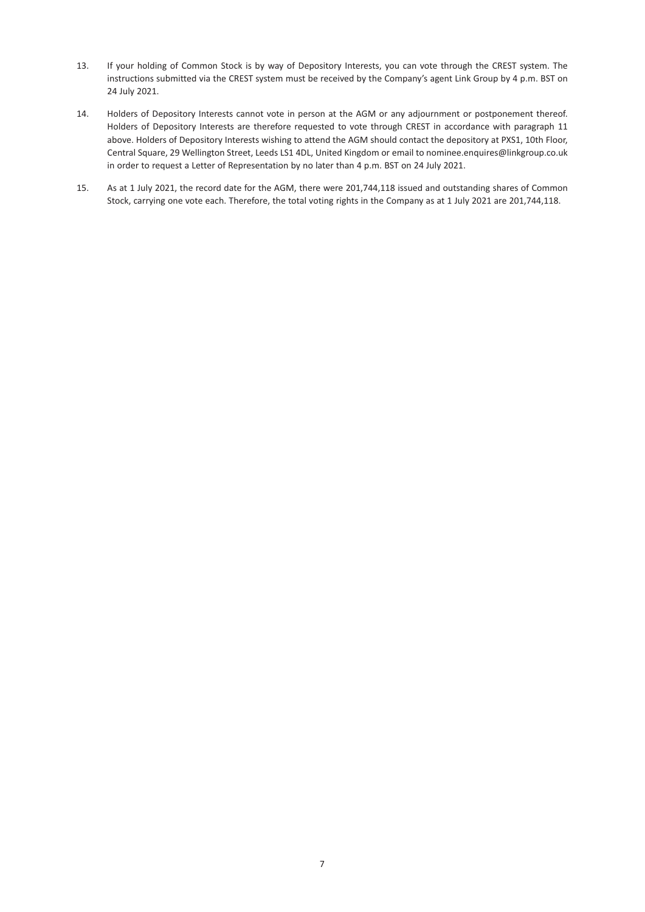13. If your holding of Common Stock is by way of Depository Interests, you can vote through the CREST system. The instructions submitted via the CREST system must be received by the Company's agent Link Group by 4 p.m. BST on 24 July 2021.

14. Holders of Depository Interests cannot vote in person at the AGM or any adjournment or postponement thereof. Holders of Depository Interests are therefore requested to vote through CREST in accordance with paragraph 11 above. Holders of Depository Interests wishing to attend the AGM should contact the depository at PXS1, 10th Floor, Central Square, 29 Wellington Street, Leeds LS1 4DL, United Kingdom or email to nominee.enquires@linkgroup.co.uk in order to request a Letter of Representation by no later than 4 p.m. BST on 24 July 2021.

15. As at 1 July 2021, the record date for the AGM, there were 201,744,118 issued and outstanding shares of Common Stock, carrying one vote each. Therefore, the total voting rights in the Company as at 1 July 2021 are 201,744,118.